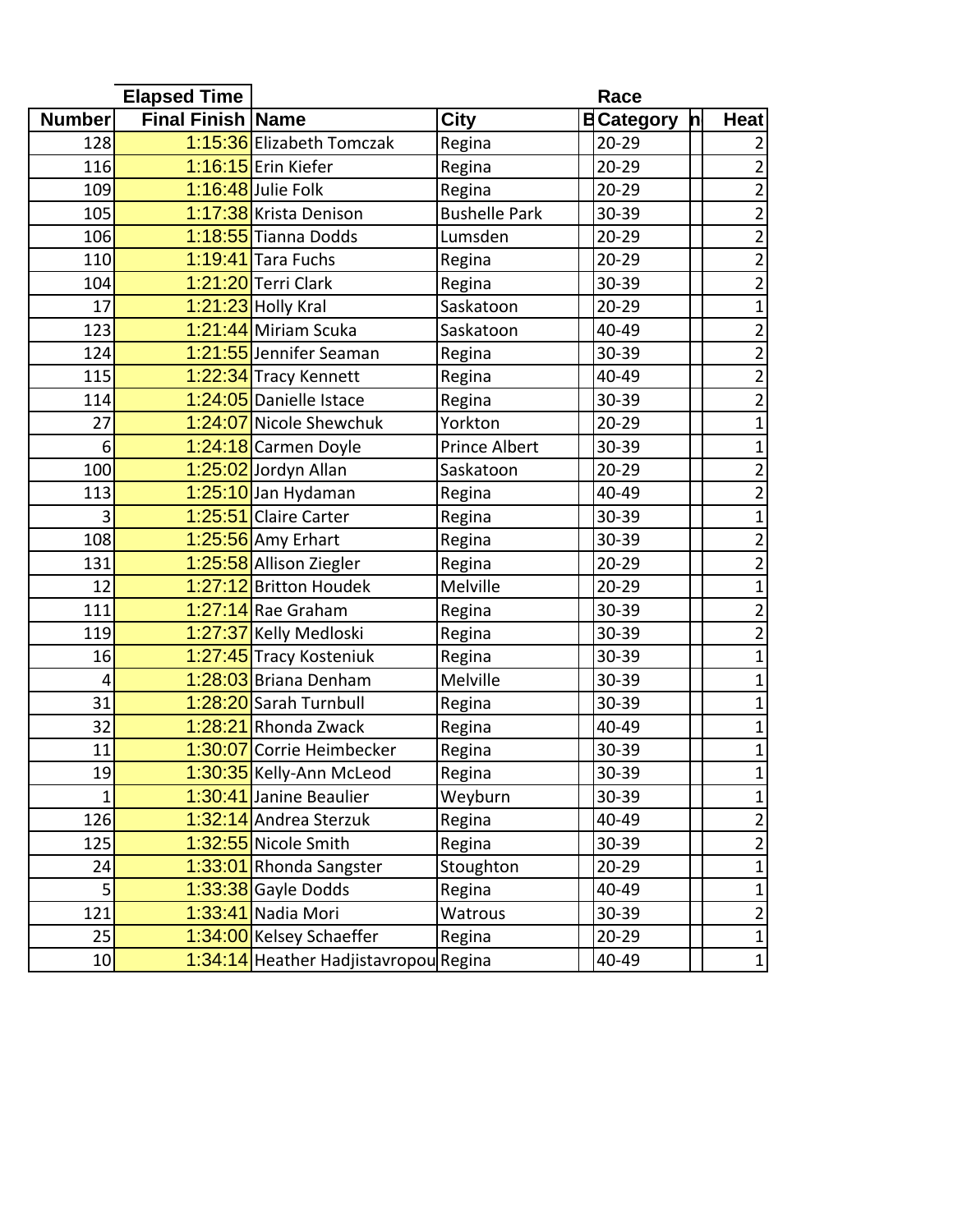| | Elapsed Time | | | | Race | | |
|---|---|---|---|---|---|---|---|
| Number | Final Finish | Name | City | B | Category | n | Heat |
| 128 | 1:15:36 | Elizabeth Tomczak | Regina | | 20-29 | | 2 |
| 116 | 1:16:15 | Erin Kiefer | Regina | | 20-29 | | 2 |
| 109 | 1:16:48 | Julie Folk | Regina | | 20-29 | | 2 |
| 105 | 1:17:38 | Krista Denison | Bushelle Park | | 30-39 | | 2 |
| 106 | 1:18:55 | Tianna Dodds | Lumsden | | 20-29 | | 2 |
| 110 | 1:19:41 | Tara Fuchs | Regina | | 20-29 | | 2 |
| 104 | 1:21:20 | Terri Clark | Regina | | 30-39 | | 2 |
| 17 | 1:21:23 | Holly Kral | Saskatoon | | 20-29 | | 1 |
| 123 | 1:21:44 | Miriam Scuka | Saskatoon | | 40-49 | | 2 |
| 124 | 1:21:55 | Jennifer Seaman | Regina | | 30-39 | | 2 |
| 115 | 1:22:34 | Tracy Kennett | Regina | | 40-49 | | 2 |
| 114 | 1:24:05 | Danielle Istace | Regina | | 30-39 | | 2 |
| 27 | 1:24:07 | Nicole Shewchuk | Yorkton | | 20-29 | | 1 |
| 6 | 1:24:18 | Carmen Doyle | Prince Albert | | 30-39 | | 1 |
| 100 | 1:25:02 | Jordyn Allan | Saskatoon | | 20-29 | | 2 |
| 113 | 1:25:10 | Jan Hydaman | Regina | | 40-49 | | 2 |
| 3 | 1:25:51 | Claire Carter | Regina | | 30-39 | | 1 |
| 108 | 1:25:56 | Amy Erhart | Regina | | 30-39 | | 2 |
| 131 | 1:25:58 | Allison Ziegler | Regina | | 20-29 | | 2 |
| 12 | 1:27:12 | Britton Houdek | Melville | | 20-29 | | 1 |
| 111 | 1:27:14 | Rae Graham | Regina | | 30-39 | | 2 |
| 119 | 1:27:37 | Kelly Medloski | Regina | | 30-39 | | 2 |
| 16 | 1:27:45 | Tracy Kosteniuk | Regina | | 30-39 | | 1 |
| 4 | 1:28:03 | Briana Denham | Melville | | 30-39 | | 1 |
| 31 | 1:28:20 | Sarah Turnbull | Regina | | 30-39 | | 1 |
| 32 | 1:28:21 | Rhonda Zwack | Regina | | 40-49 | | 1 |
| 11 | 1:30:07 | Corrie Heimbecker | Regina | | 30-39 | | 1 |
| 19 | 1:30:35 | Kelly-Ann McLeod | Regina | | 30-39 | | 1 |
| 1 | 1:30:41 | Janine Beaulier | Weyburn | | 30-39 | | 1 |
| 126 | 1:32:14 | Andrea Sterzuk | Regina | | 40-49 | | 2 |
| 125 | 1:32:55 | Nicole Smith | Regina | | 30-39 | | 2 |
| 24 | 1:33:01 | Rhonda Sangster | Stoughton | | 20-29 | | 1 |
| 5 | 1:33:38 | Gayle Dodds | Regina | | 40-49 | | 1 |
| 121 | 1:33:41 | Nadia Mori | Watrous | | 30-39 | | 2 |
| 25 | 1:34:00 | Kelsey Schaeffer | Regina | | 20-29 | | 1 |
| 10 | 1:34:14 | Heather Hadjistavropou | Regina | | 40-49 | | 1 |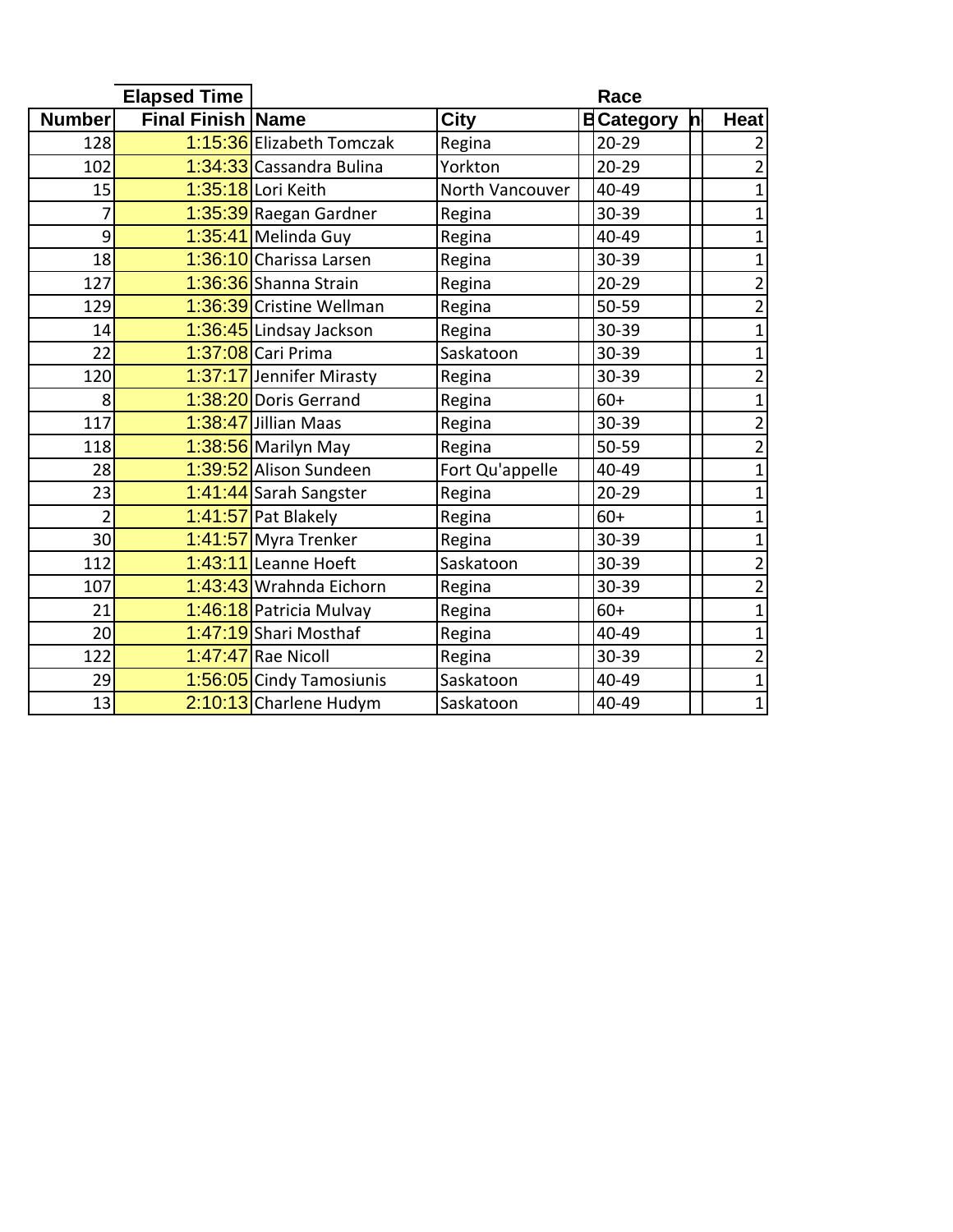| | Elapsed Time | | | | Race | | |
|---|---|---|---|---|---|---|---|
| Number | Final Finish | Name | City | B | Category | n | Heat |
| 128 | 1:15:36 | Elizabeth Tomczak | Regina | | 20-29 | | 2 |
| 102 | 1:34:33 | Cassandra Bulina | Yorkton | | 20-29 | | 2 |
| 15 | 1:35:18 | Lori Keith | North Vancouver | | 40-49 | | 1 |
| 7 | 1:35:39 | Raegan Gardner | Regina | | 30-39 | | 1 |
| 9 | 1:35:41 | Melinda Guy | Regina | | 40-49 | | 1 |
| 18 | 1:36:10 | Charissa Larsen | Regina | | 30-39 | | 1 |
| 127 | 1:36:36 | Shanna Strain | Regina | | 20-29 | | 2 |
| 129 | 1:36:39 | Cristine Wellman | Regina | | 50-59 | | 2 |
| 14 | 1:36:45 | Lindsay Jackson | Regina | | 30-39 | | 1 |
| 22 | 1:37:08 | Cari Prima | Saskatoon | | 30-39 | | 1 |
| 120 | 1:37:17 | Jennifer Mirasty | Regina | | 30-39 | | 2 |
| 8 | 1:38:20 | Doris Gerrand | Regina | | 60+ | | 1 |
| 117 | 1:38:47 | Jillian Maas | Regina | | 30-39 | | 2 |
| 118 | 1:38:56 | Marilyn May | Regina | | 50-59 | | 2 |
| 28 | 1:39:52 | Alison Sundeen | Fort Qu'appelle | | 40-49 | | 1 |
| 23 | 1:41:44 | Sarah Sangster | Regina | | 20-29 | | 1 |
| 2 | 1:41:57 | Pat Blakely | Regina | | 60+ | | 1 |
| 30 | 1:41:57 | Myra Trenker | Regina | | 30-39 | | 1 |
| 112 | 1:43:11 | Leanne Hoeft | Saskatoon | | 30-39 | | 2 |
| 107 | 1:43:43 | Wrahnda Eichorn | Regina | | 30-39 | | 2 |
| 21 | 1:46:18 | Patricia Mulvay | Regina | | 60+ | | 1 |
| 20 | 1:47:19 | Shari Mosthaf | Regina | | 40-49 | | 1 |
| 122 | 1:47:47 | Rae Nicoll | Regina | | 30-39 | | 2 |
| 29 | 1:56:05 | Cindy Tamosiunis | Saskatoon | | 40-49 | | 1 |
| 13 | 2:10:13 | Charlene Hudym | Saskatoon | | 40-49 | | 1 |